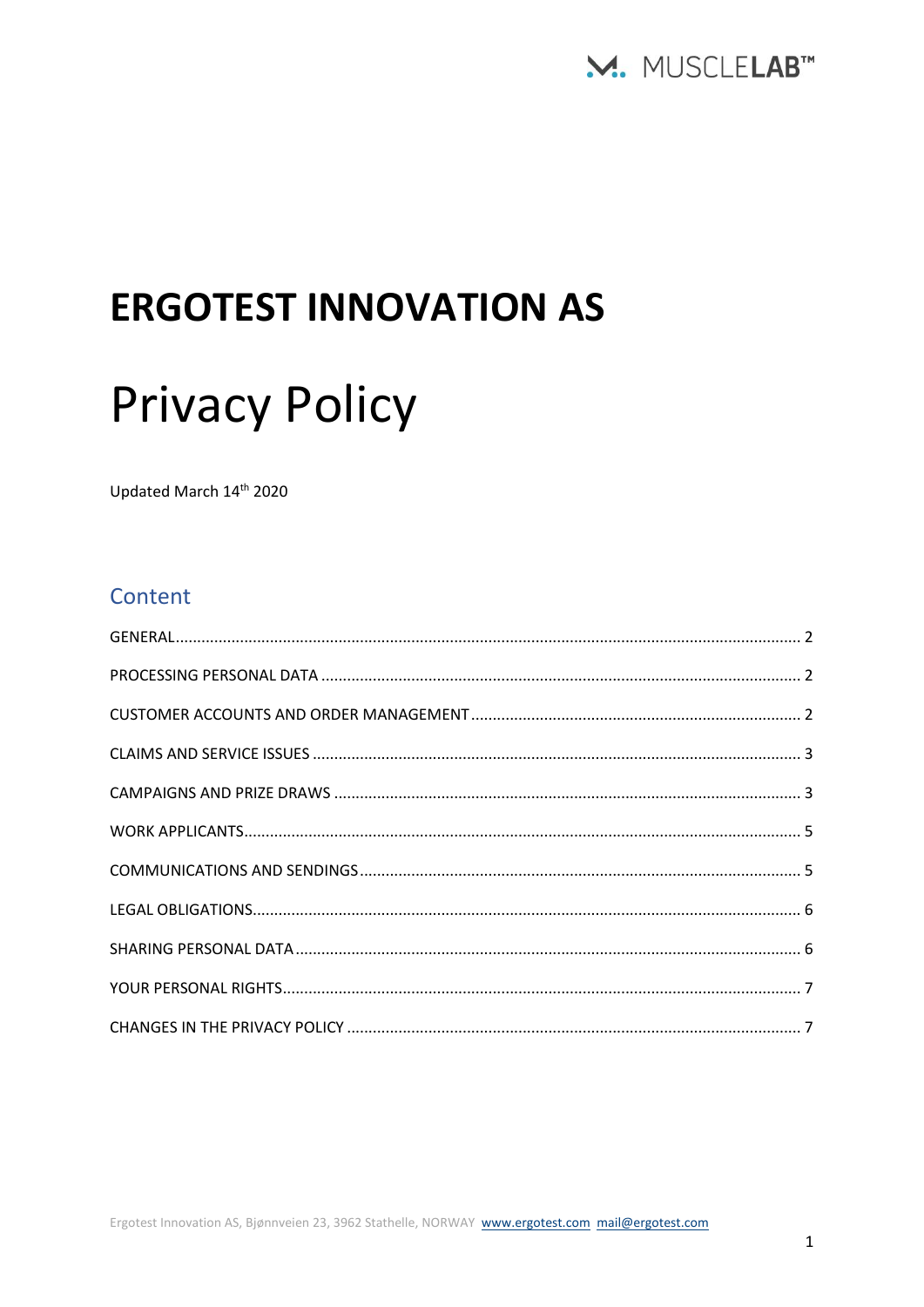# ERGOTEST INNOVATION AS

# Privacy Policy

Updated March 14th 2020

## Content

GENERAL ........ 2

PROCESSING PERSONAL DATA ........ 2

CUSTOMER ACCOUNTS AND ORDER MANAGEMENT ........ 2

CLAIMS AND SERVICE ISSUES ........ 3

CAMPAIGNS AND PRIZE DRAWS ........ 3

WORK APPLICANTS ........ 5

COMMUNICATIONS AND SENDINGS ........ 5

LEGAL OBLIGATIONS ........ 6

SHARING PERSONAL DATA ........ 6

YOUR PERSONAL RIGHTS ........ 7

CHANGES IN THE PRIVACY POLICY ........ 7

Ergotest Innovation AS, Bjønnveien 23, 3962 Stathelle, NORWAY www.ergotest.com mail@ergotest.com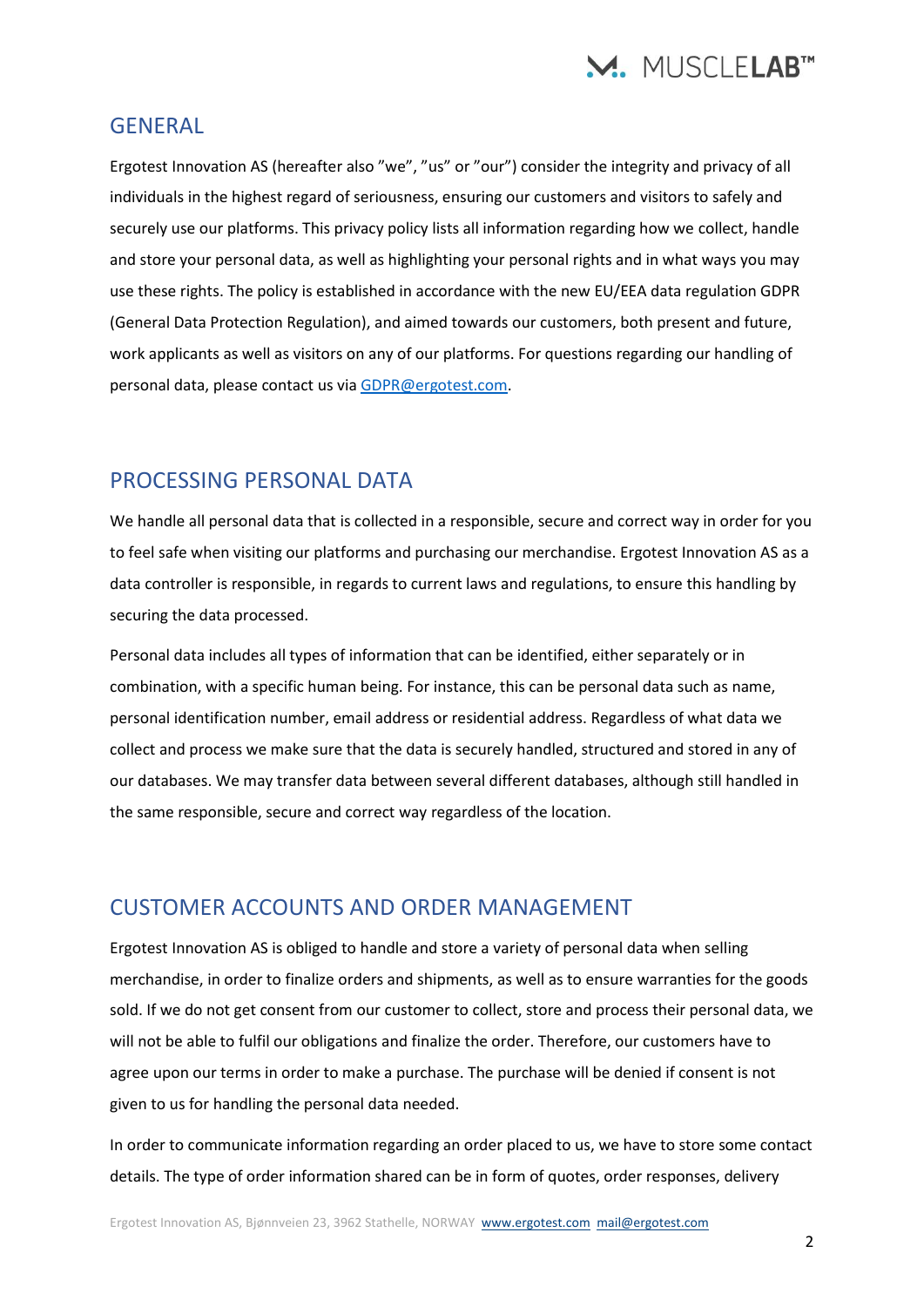## GENERAL

Ergotest Innovation AS (hereafter also "we", "us" or "our") consider the integrity and privacy of all individuals in the highest regard of seriousness, ensuring our customers and visitors to safely and securely use our platforms. This privacy policy lists all information regarding how we collect, handle and store your personal data, as well as highlighting your personal rights and in what ways you may use these rights. The policy is established in accordance with the new EU/EEA data regulation GDPR (General Data Protection Regulation), and aimed towards our customers, both present and future, work applicants as well as visitors on any of our platforms. For questions regarding our handling of personal data, please contact us via GDPR@ergotest.com.

## PROCESSING PERSONAL DATA

We handle all personal data that is collected in a responsible, secure and correct way in order for you to feel safe when visiting our platforms and purchasing our merchandise. Ergotest Innovation AS as a data controller is responsible, in regards to current laws and regulations, to ensure this handling by securing the data processed.

Personal data includes all types of information that can be identified, either separately or in combination, with a specific human being. For instance, this can be personal data such as name, personal identification number, email address or residential address. Regardless of what data we collect and process we make sure that the data is securely handled, structured and stored in any of our databases. We may transfer data between several different databases, although still handled in the same responsible, secure and correct way regardless of the location.

## CUSTOMER ACCOUNTS AND ORDER MANAGEMENT

Ergotest Innovation AS is obliged to handle and store a variety of personal data when selling merchandise, in order to finalize orders and shipments, as well as to ensure warranties for the goods sold. If we do not get consent from our customer to collect, store and process their personal data, we will not be able to fulfil our obligations and finalize the order. Therefore, our customers have to agree upon our terms in order to make a purchase. The purchase will be denied if consent is not given to us for handling the personal data needed.

In order to communicate information regarding an order placed to us, we have to store some contact details. The type of order information shared can be in form of quotes, order responses, delivery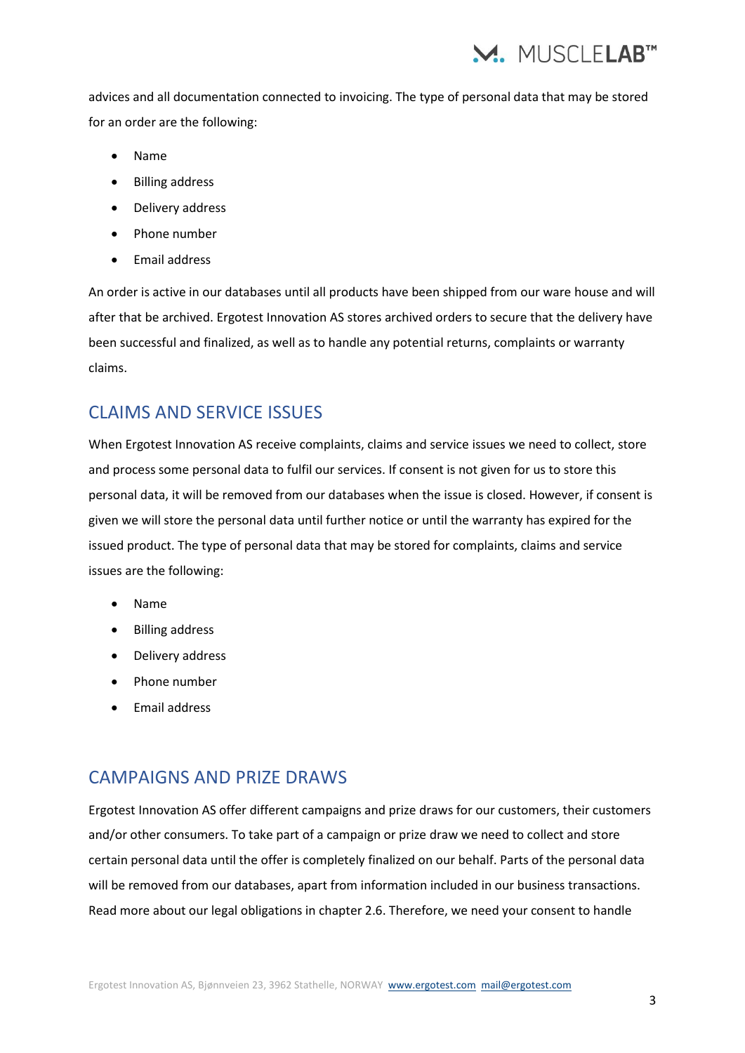advices and all documentation connected to invoicing. The type of personal data that may be stored for an order are the following:

- Name
- Billing address
- Delivery address
- Phone number
- Email address

An order is active in our databases until all products have been shipped from our ware house and will after that be archived. Ergotest Innovation AS stores archived orders to secure that the delivery have been successful and finalized, as well as to handle any potential returns, complaints or warranty claims.

## CLAIMS AND SERVICE ISSUES

When Ergotest Innovation AS receive complaints, claims and service issues we need to collect, store and process some personal data to fulfil our services. If consent is not given for us to store this personal data, it will be removed from our databases when the issue is closed. However, if consent is given we will store the personal data until further notice or until the warranty has expired for the issued product. The type of personal data that may be stored for complaints, claims and service issues are the following:

- Name
- Billing address
- Delivery address
- Phone number
- Email address

## CAMPAIGNS AND PRIZE DRAWS

Ergotest Innovation AS offer different campaigns and prize draws for our customers, their customers and/or other consumers. To take part of a campaign or prize draw we need to collect and store certain personal data until the offer is completely finalized on our behalf. Parts of the personal data will be removed from our databases, apart from information included in our business transactions. Read more about our legal obligations in chapter 2.6. Therefore, we need your consent to handle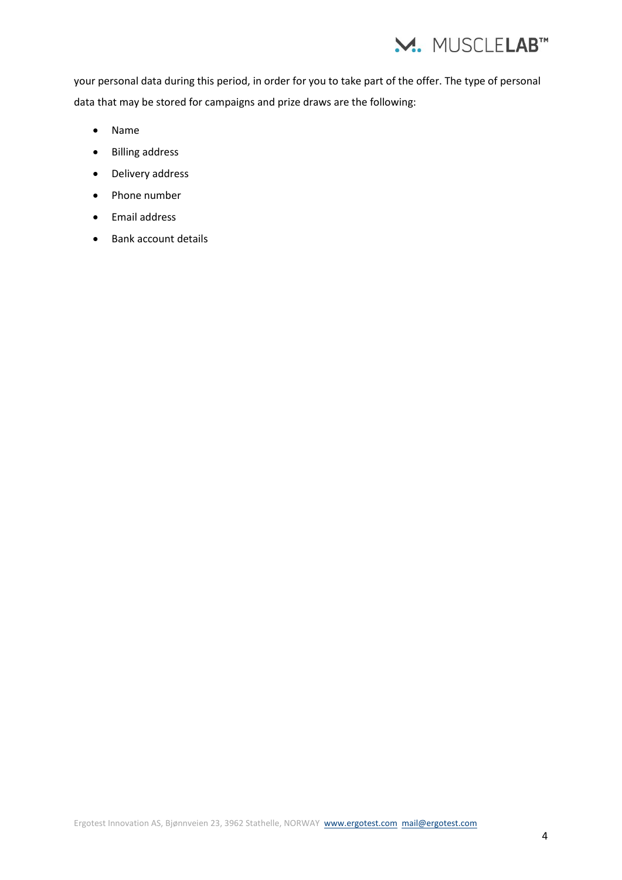your personal data during this period, in order for you to take part of the offer. The type of personal data that may be stored for campaigns and prize draws are the following:

- Name
- Billing address
- Delivery address
- Phone number
- Email address
- Bank account details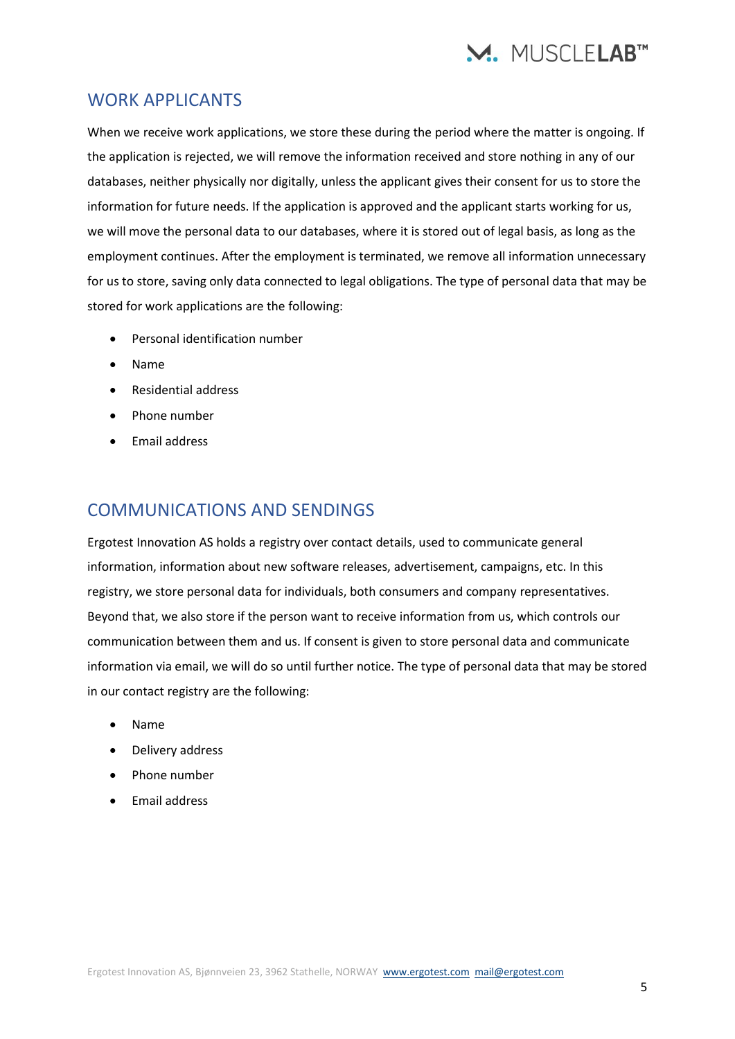## WORK APPLICANTS

When we receive work applications, we store these during the period where the matter is ongoing. If the application is rejected, we will remove the information received and store nothing in any of our databases, neither physically nor digitally, unless the applicant gives their consent for us to store the information for future needs. If the application is approved and the applicant starts working for us, we will move the personal data to our databases, where it is stored out of legal basis, as long as the employment continues. After the employment is terminated, we remove all information unnecessary for us to store, saving only data connected to legal obligations. The type of personal data that may be stored for work applications are the following:

- Personal identification number
- Name
- Residential address
- Phone number
- Email address

## COMMUNICATIONS AND SENDINGS

Ergotest Innovation AS holds a registry over contact details, used to communicate general information, information about new software releases, advertisement, campaigns, etc. In this registry, we store personal data for individuals, both consumers and company representatives. Beyond that, we also store if the person want to receive information from us, which controls our communication between them and us. If consent is given to store personal data and communicate information via email, we will do so until further notice. The type of personal data that may be stored in our contact registry are the following:

- Name
- Delivery address
- Phone number
- Email address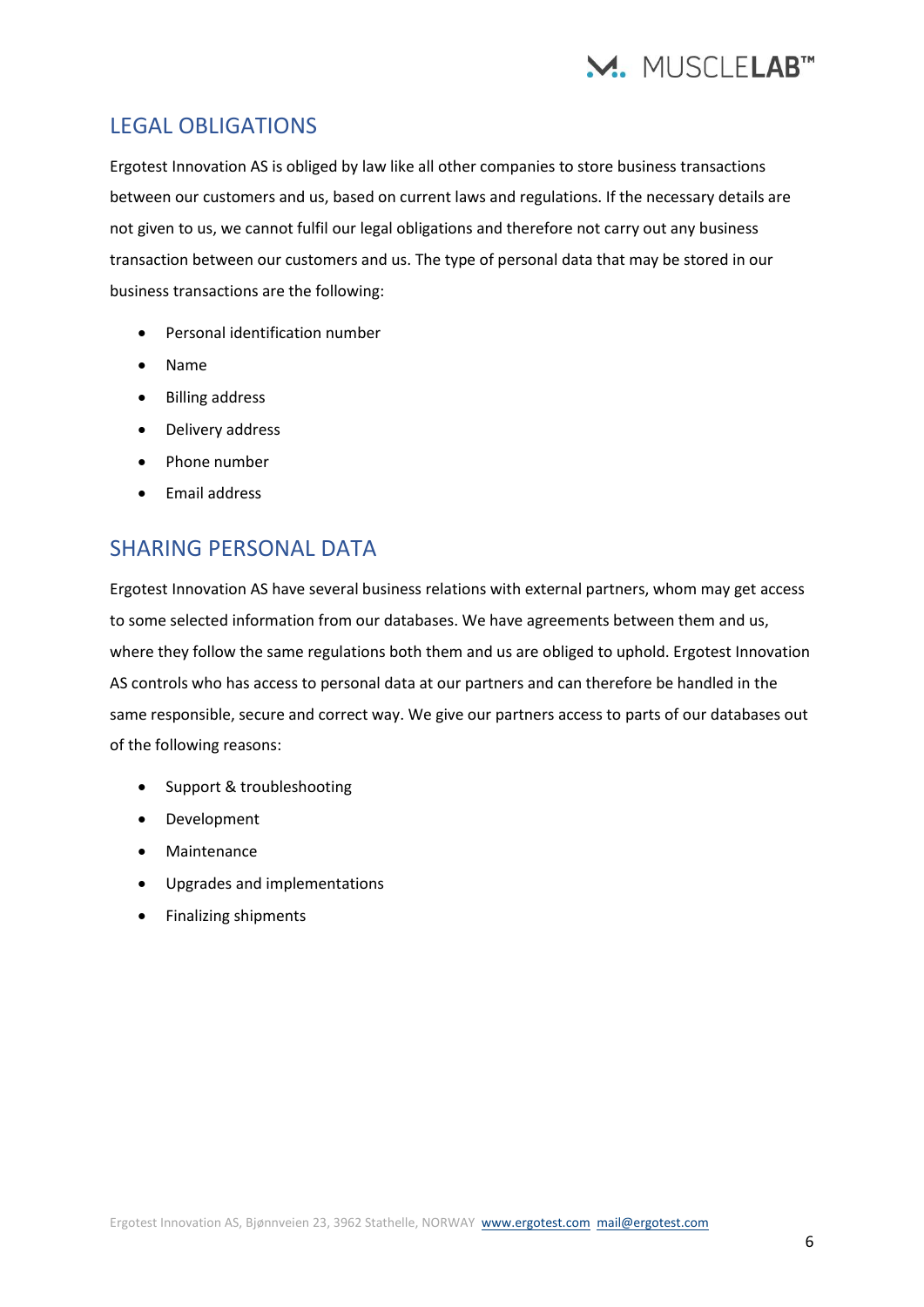## LEGAL OBLIGATIONS

Ergotest Innovation AS is obliged by law like all other companies to store business transactions between our customers and us, based on current laws and regulations. If the necessary details are not given to us, we cannot fulfil our legal obligations and therefore not carry out any business transaction between our customers and us. The type of personal data that may be stored in our business transactions are the following:

- Personal identification number
- Name
- Billing address
- Delivery address
- Phone number
- Email address

## SHARING PERSONAL DATA

Ergotest Innovation AS have several business relations with external partners, whom may get access to some selected information from our databases. We have agreements between them and us, where they follow the same regulations both them and us are obliged to uphold. Ergotest Innovation AS controls who has access to personal data at our partners and can therefore be handled in the same responsible, secure and correct way. We give our partners access to parts of our databases out of the following reasons:

- Support & troubleshooting
- Development
- Maintenance
- Upgrades and implementations
- Finalizing shipments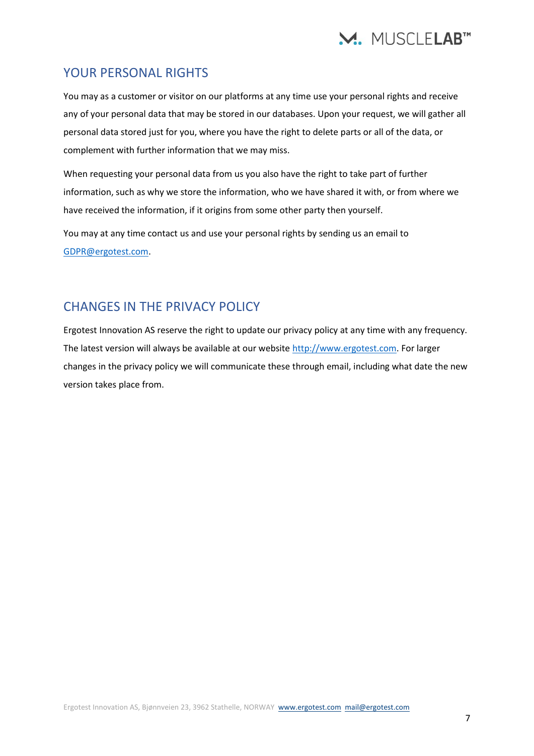## YOUR PERSONAL RIGHTS

You may as a customer or visitor on our platforms at any time use your personal rights and receive any of your personal data that may be stored in our databases. Upon your request, we will gather all personal data stored just for you, where you have the right to delete parts or all of the data, or complement with further information that we may miss.

When requesting your personal data from us you also have the right to take part of further information, such as why we store the information, who we have shared it with, or from where we have received the information, if it origins from some other party then yourself.

You may at any time contact us and use your personal rights by sending us an email to GDPR@ergotest.com.

## CHANGES IN THE PRIVACY POLICY

Ergotest Innovation AS reserve the right to update our privacy policy at any time with any frequency. The latest version will always be available at our website http://www.ergotest.com. For larger changes in the privacy policy we will communicate these through email, including what date the new version takes place from.